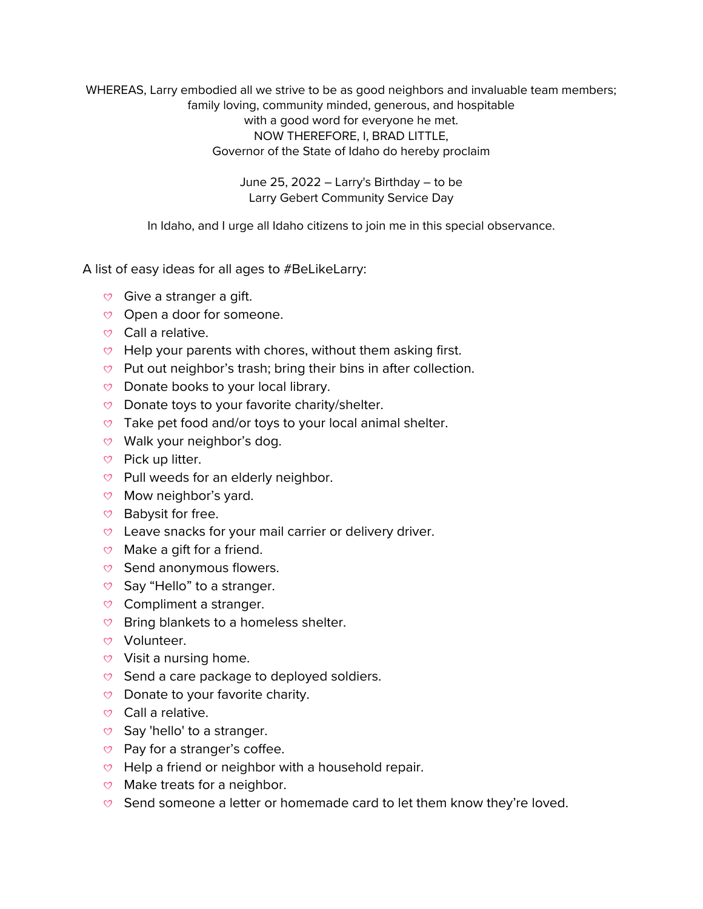WHEREAS, Larry embodied all we strive to be as good neighbors and invaluable team members; family loving, community minded, generous, and hospitable with a good word for everyone he met.

NOW THEREFORE, I, BRAD LITTLE, Governor of the State of Idaho do hereby proclaim

June 25, 2022 – Larry's Birthday – to be Larry Gebert Community Service Day

In Idaho, and I urge all Idaho citizens to join me in this special observance.

A list of easy ideas for all ages to #BeLikeLarry:

- Give a stranger a gift.
- Open a door for someone.
- Call a relative.
- Help your parents with chores, without them asking first.
- Put out neighbor's trash; bring their bins in after collection.
- Donate books to your local library.
- Donate toys to your favorite charity/shelter.
- Take pet food and/or toys to your local animal shelter.
- Walk your neighbor's dog.
- Pick up litter.
- Pull weeds for an elderly neighbor.
- Mow neighbor's yard.
- Babysit for free.
- Leave snacks for your mail carrier or delivery driver.
- Make a gift for a friend.
- Send anonymous flowers.
- Say "Hello" to a stranger.
- Compliment a stranger.
- Bring blankets to a homeless shelter.
- Volunteer.
- Visit a nursing home.
- Send a care package to deployed soldiers.
- Donate to your favorite charity.
- Call a relative.
- Say 'hello' to a stranger.
- Pay for a stranger's coffee.
- Help a friend or neighbor with a household repair.
- Make treats for a neighbor.
- Send someone a letter or homemade card to let them know they're loved.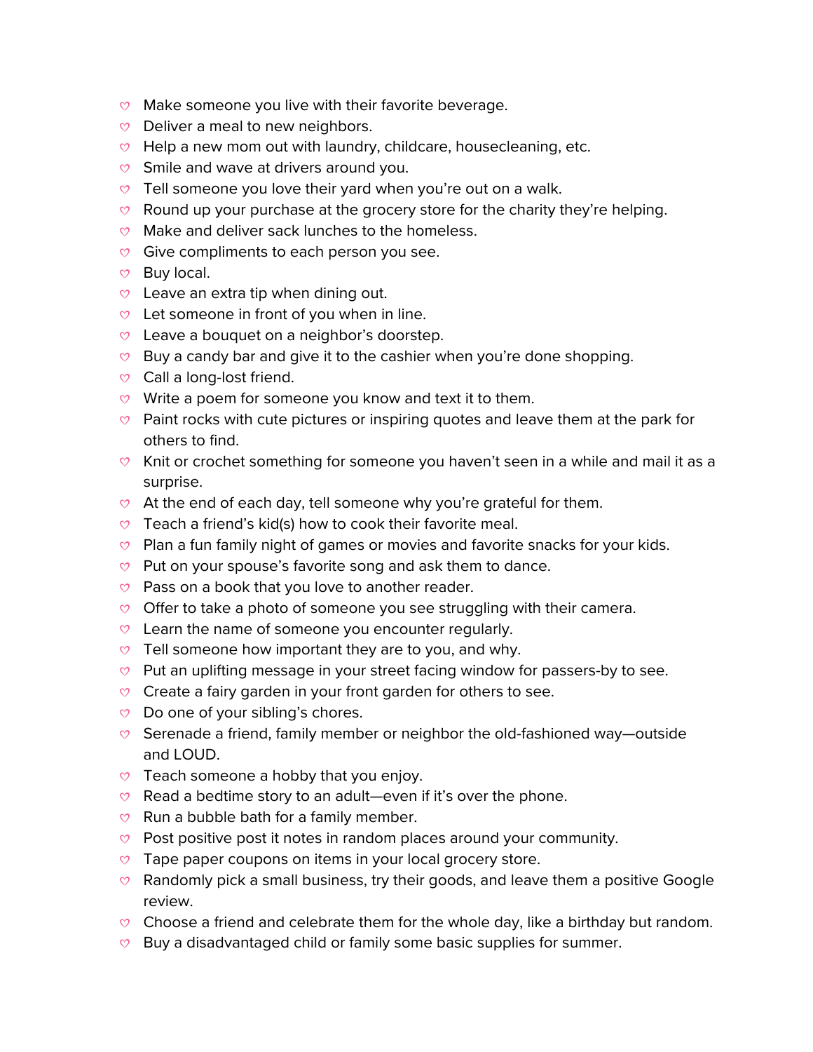- Make someone you live with their favorite beverage.
- Deliver a meal to new neighbors.
- Help a new mom out with laundry, childcare, housecleaning, etc.
- Smile and wave at drivers around you.
- Tell someone you love their yard when you're out on a walk.
- Round up your purchase at the grocery store for the charity they're helping.
- Make and deliver sack lunches to the homeless.
- Give compliments to each person you see.
- Buy local.
- Leave an extra tip when dining out.
- Let someone in front of you when in line.
- Leave a bouquet on a neighbor's doorstep.
- Buy a candy bar and give it to the cashier when you're done shopping.
- Call a long-lost friend.
- Write a poem for someone you know and text it to them.
- Paint rocks with cute pictures or inspiring quotes and leave them at the park for others to find.
- Knit or crochet something for someone you haven't seen in a while and mail it as a surprise.
- At the end of each day, tell someone why you're grateful for them.
- Teach a friend's kid(s) how to cook their favorite meal.
- Plan a fun family night of games or movies and favorite snacks for your kids.
- Put on your spouse's favorite song and ask them to dance.
- Pass on a book that you love to another reader.
- Offer to take a photo of someone you see struggling with their camera.
- Learn the name of someone you encounter regularly.
- Tell someone how important they are to you, and why.
- Put an uplifting message in your street facing window for passers-by to see.
- Create a fairy garden in your front garden for others to see.
- Do one of your sibling's chores.
- Serenade a friend, family member or neighbor the old-fashioned way—outside and LOUD.
- Teach someone a hobby that you enjoy.
- Read a bedtime story to an adult—even if it's over the phone.
- Run a bubble bath for a family member.
- Post positive post it notes in random places around your community.
- Tape paper coupons on items in your local grocery store.
- Randomly pick a small business, try their goods, and leave them a positive Google review.
- Choose a friend and celebrate them for the whole day, like a birthday but random.
- Buy a disadvantaged child or family some basic supplies for summer.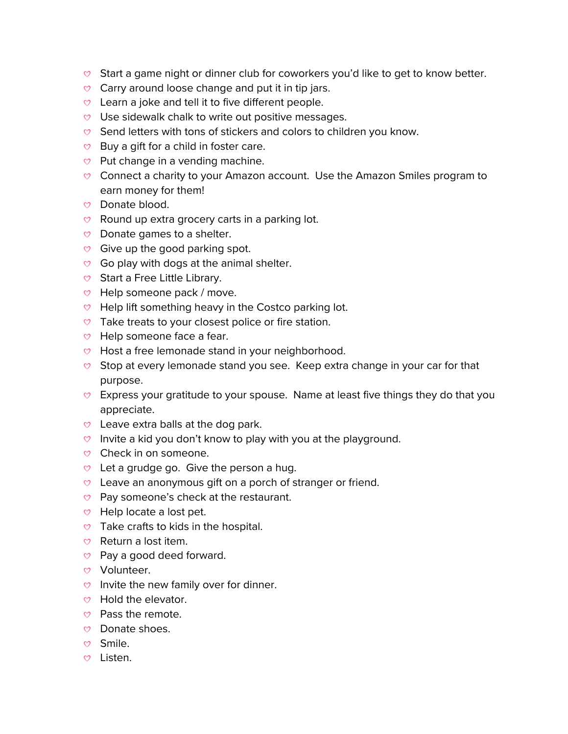- Start a game night or dinner club for coworkers you'd like to get to know better.
- Carry around loose change and put it in tip jars.
- Learn a joke and tell it to five different people.
- Use sidewalk chalk to write out positive messages.
- Send letters with tons of stickers and colors to children you know.
- Buy a gift for a child in foster care.
- Put change in a vending machine.
- Connect a charity to your Amazon account.  Use the Amazon Smiles program to earn money for them!
- Donate blood.
- Round up extra grocery carts in a parking lot.
- Donate games to a shelter.
- Give up the good parking spot.
- Go play with dogs at the animal shelter.
- Start a Free Little Library.
- Help someone pack / move.
- Help lift something heavy in the Costco parking lot.
- Take treats to your closest police or fire station.
- Help someone face a fear.
- Host a free lemonade stand in your neighborhood.
- Stop at every lemonade stand you see.  Keep extra change in your car for that purpose.
- Express your gratitude to your spouse.  Name at least five things they do that you appreciate.
- Leave extra balls at the dog park.
- Invite a kid you don't know to play with you at the playground.
- Check in on someone.
- Let a grudge go.  Give the person a hug.
- Leave an anonymous gift on a porch of stranger or friend.
- Pay someone's check at the restaurant.
- Help locate a lost pet.
- Take crafts to kids in the hospital.
- Return a lost item.
- Pay a good deed forward.
- Volunteer.
- Invite the new family over for dinner.
- Hold the elevator.
- Pass the remote.
- Donate shoes.
- Smile.
- Listen.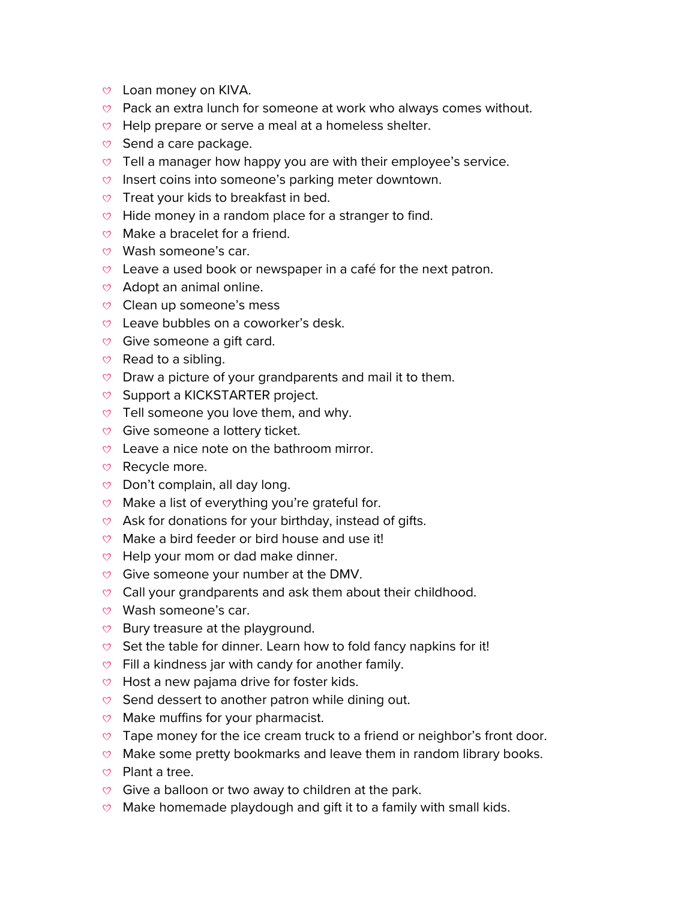- Loan money on KIVA.
- Pack an extra lunch for someone at work who always comes without.
- Help prepare or serve a meal at a homeless shelter.
- Send a care package.
- Tell a manager how happy you are with their employee's service.
- Insert coins into someone's parking meter downtown.
- Treat your kids to breakfast in bed.
- Hide money in a random place for a stranger to find.
- Make a bracelet for a friend.
- Wash someone's car.
- Leave a used book or newspaper in a café for the next patron.
- Adopt an animal online.
- Clean up someone's mess
- Leave bubbles on a coworker's desk.
- Give someone a gift card.
- Read to a sibling.
- Draw a picture of your grandparents and mail it to them.
- Support a KICKSTARTER project.
- Tell someone you love them, and why.
- Give someone a lottery ticket.
- Leave a nice note on the bathroom mirror.
- Recycle more.
- Don't complain, all day long.
- Make a list of everything you're grateful for.
- Ask for donations for your birthday, instead of gifts.
- Make a bird feeder or bird house and use it!
- Help your mom or dad make dinner.
- Give someone your number at the DMV.
- Call your grandparents and ask them about their childhood.
- Wash someone's car.
- Bury treasure at the playground.
- Set the table for dinner. Learn how to fold fancy napkins for it!
- Fill a kindness jar with candy for another family.
- Host a new pajama drive for foster kids.
- Send dessert to another patron while dining out.
- Make muffins for your pharmacist.
- Tape money for the ice cream truck to a friend or neighbor's front door.
- Make some pretty bookmarks and leave them in random library books.
- Plant a tree.
- Give a balloon or two away to children at the park.
- Make homemade playdough and gift it to a family with small kids.